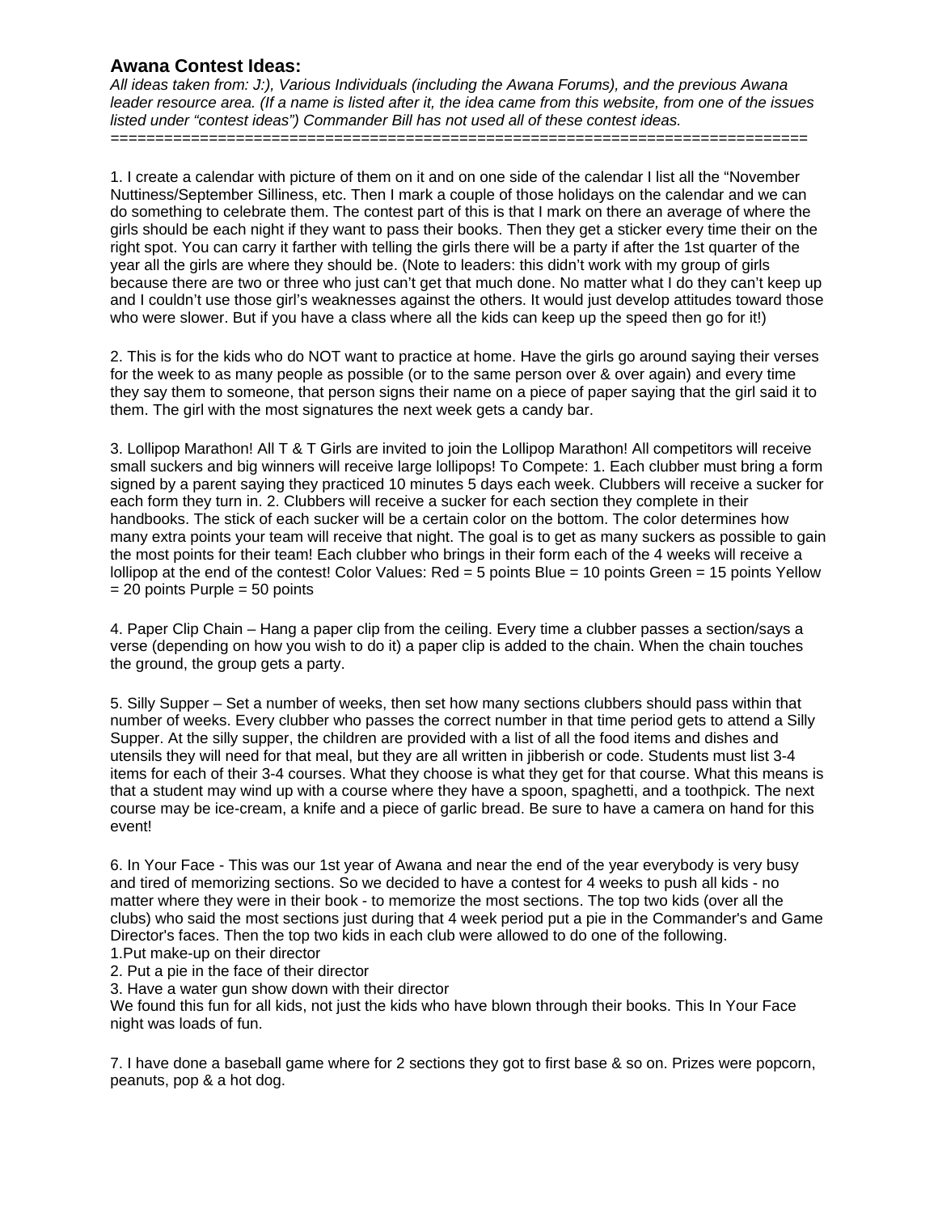## Awana Contest Ideas:

*All ideas taken from: J:), Various Individuals (including the Awana Forums), and the previous Awana leader resource area. (If a name is listed after it, the idea came from this website, from one of the issues listed under "contest ideas") Commander Bill has not used all of these contest ideas.*

==============================================================================

1. I create a calendar with picture of them on it and on one side of the calendar I list all the "November Nuttiness/September Silliness, etc. Then I mark a couple of those holidays on the calendar and we can do something to celebrate them. The contest part of this is that I mark on there an average of where the girls should be each night if they want to pass their books. Then they get a sticker every time their on the right spot. You can carry it farther with telling the girls there will be a party if after the 1st quarter of the year all the girls are where they should be. (Note to leaders: this didn't work with my group of girls because there are two or three who just can't get that much done. No matter what I do they can't keep up and I couldn't use those girl's weaknesses against the others. It would just develop attitudes toward those who were slower. But if you have a class where all the kids can keep up the speed then go for it!)

2. This is for the kids who do NOT want to practice at home. Have the girls go around saying their verses for the week to as many people as possible (or to the same person over & over again) and every time they say them to someone, that person signs their name on a piece of paper saying that the girl said it to them. The girl with the most signatures the next week gets a candy bar.

3. Lollipop Marathon! All T & T Girls are invited to join the Lollipop Marathon! All competitors will receive small suckers and big winners will receive large lollipops! To Compete: 1. Each clubber must bring a form signed by a parent saying they practiced 10 minutes 5 days each week. Clubbers will receive a sucker for each form they turn in. 2. Clubbers will receive a sucker for each section they complete in their handbooks. The stick of each sucker will be a certain color on the bottom. The color determines how many extra points your team will receive that night. The goal is to get as many suckers as possible to gain the most points for their team! Each clubber who brings in their form each of the 4 weeks will receive a lollipop at the end of the contest! Color Values: Red = 5 points Blue = 10 points Green = 15 points Yellow = 20 points Purple = 50 points

4. Paper Clip Chain – Hang a paper clip from the ceiling. Every time a clubber passes a section/says a verse (depending on how you wish to do it) a paper clip is added to the chain. When the chain touches the ground, the group gets a party.

5. Silly Supper – Set a number of weeks, then set how many sections clubbers should pass within that number of weeks. Every clubber who passes the correct number in that time period gets to attend a Silly Supper. At the silly supper, the children are provided with a list of all the food items and dishes and utensils they will need for that meal, but they are all written in jibberish or code. Students must list 3-4 items for each of their 3-4 courses. What they choose is what they get for that course. What this means is that a student may wind up with a course where they have a spoon, spaghetti, and a toothpick. The next course may be ice-cream, a knife and a piece of garlic bread. Be sure to have a camera on hand for this event!

6. In Your Face - This was our 1st year of Awana and near the end of the year everybody is very busy and tired of memorizing sections. So we decided to have a contest for 4 weeks to push all kids - no matter where they were in their book - to memorize the most sections. The top two kids (over all the clubs) who said the most sections just during that 4 week period put a pie in the Commander's and Game Director's faces. Then the top two kids in each club were allowed to do one of the following.
1.Put make-up on their director
2. Put a pie in the face of their director
3. Have a water gun show down with their director
We found this fun for all kids, not just the kids who have blown through their books. This In Your Face night was loads of fun.

7. I have done a baseball game where for 2 sections they got to first base & so on. Prizes were popcorn, peanuts, pop & a hot dog.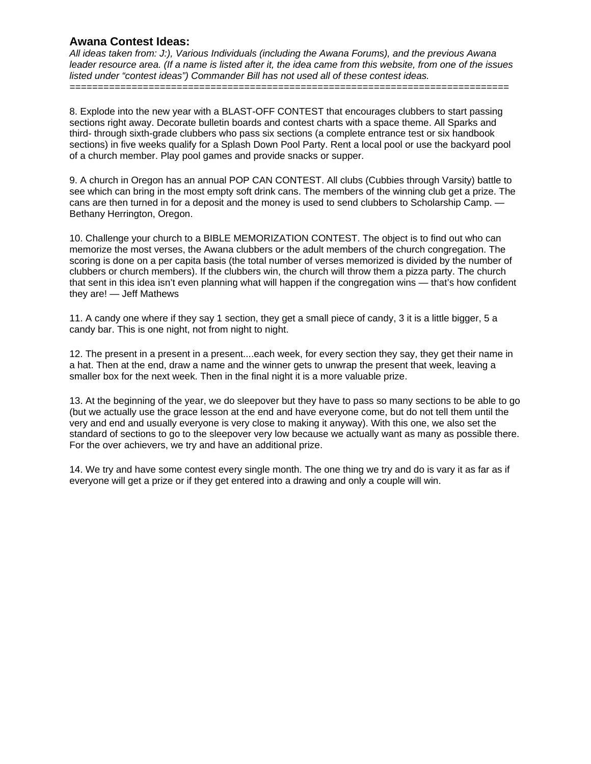## Awana Contest Ideas:

*All ideas taken from: J:), Various Individuals (including the Awana Forums), and the previous Awana leader resource area. (If a name is listed after it, the idea came from this website, from one of the issues listed under "contest ideas") Commander Bill has not used all of these contest ideas.*

===============================================================================

8. Explode into the new year with a BLAST-OFF CONTEST that encourages clubbers to start passing sections right away. Decorate bulletin boards and contest charts with a space theme. All Sparks and third- through sixth-grade clubbers who pass six sections (a complete entrance test or six handbook sections) in five weeks qualify for a Splash Down Pool Party. Rent a local pool or use the backyard pool of a church member. Play pool games and provide snacks or supper.

9. A church in Oregon has an annual POP CAN CONTEST. All clubs (Cubbies through Varsity) battle to see which can bring in the most empty soft drink cans. The members of the winning club get a prize. The cans are then turned in for a deposit and the money is used to send clubbers to Scholarship Camp. — Bethany Herrington, Oregon.

10. Challenge your church to a BIBLE MEMORIZATION CONTEST. The object is to find out who can memorize the most verses, the Awana clubbers or the adult members of the church congregation. The scoring is done on a per capita basis (the total number of verses memorized is divided by the number of clubbers or church members). If the clubbers win, the church will throw them a pizza party. The church that sent in this idea isn't even planning what will happen if the congregation wins — that's how confident they are! — Jeff Mathews

11. A candy one where if they say 1 section, they get a small piece of candy, 3 it is a little bigger, 5 a candy bar. This is one night, not from night to night.

12. The present in a present in a present....each week, for every section they say, they get their name in a hat. Then at the end, draw a name and the winner gets to unwrap the present that week, leaving a smaller box for the next week. Then in the final night it is a more valuable prize.

13. At the beginning of the year, we do sleepover but they have to pass so many sections to be able to go (but we actually use the grace lesson at the end and have everyone come, but do not tell them until the very and end and usually everyone is very close to making it anyway). With this one, we also set the standard of sections to go to the sleepover very low because we actually want as many as possible there. For the over achievers, we try and have an additional prize.

14. We try and have some contest every single month. The one thing we try and do is vary it as far as if everyone will get a prize or if they get entered into a drawing and only a couple will win.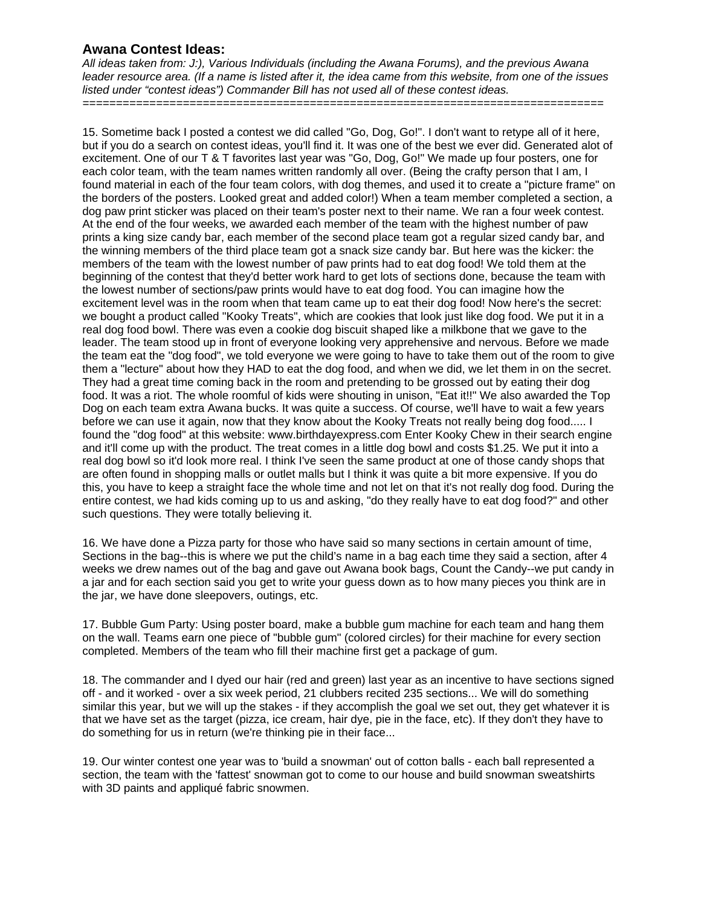## Awana Contest Ideas:

*All ideas taken from: J:), Various Individuals (including the Awana Forums), and the previous Awana leader resource area. (If a name is listed after it, the idea came from this website, from one of the issues listed under "contest ideas") Commander Bill has not used all of these contest ideas.*

==============================================================================

15. Sometime back I posted a contest we did called "Go, Dog, Go!". I don't want to retype all of it here, but if you do a search on contest ideas, you'll find it. It was one of the best we ever did. Generated alot of excitement. One of our T & T favorites last year was "Go, Dog, Go!" We made up four posters, one for each color team, with the team names written randomly all over. (Being the crafty person that I am, I found material in each of the four team colors, with dog themes, and used it to create a "picture frame" on the borders of the posters. Looked great and added color!) When a team member completed a section, a dog paw print sticker was placed on their team's poster next to their name. We ran a four week contest. At the end of the four weeks, we awarded each member of the team with the highest number of paw prints a king size candy bar, each member of the second place team got a regular sized candy bar, and the winning members of the third place team got a snack size candy bar. But here was the kicker: the members of the team with the lowest number of paw prints had to eat dog food! We told them at the beginning of the contest that they'd better work hard to get lots of sections done, because the team with the lowest number of sections/paw prints would have to eat dog food. You can imagine how the excitement level was in the room when that team came up to eat their dog food! Now here's the secret: we bought a product called "Kooky Treats", which are cookies that look just like dog food. We put it in a real dog food bowl. There was even a cookie dog biscuit shaped like a milkbone that we gave to the leader. The team stood up in front of everyone looking very apprehensive and nervous. Before we made the team eat the "dog food", we told everyone we were going to have to take them out of the room to give them a "lecture" about how they HAD to eat the dog food, and when we did, we let them in on the secret. They had a great time coming back in the room and pretending to be grossed out by eating their dog food. It was a riot. The whole roomful of kids were shouting in unison, "Eat it!!" We also awarded the Top Dog on each team extra Awana bucks. It was quite a success. Of course, we'll have to wait a few years before we can use it again, now that they know about the Kooky Treats not really being dog food..... I found the "dog food" at this website: www.birthdayexpress.com Enter Kooky Chew in their search engine and it'll come up with the product. The treat comes in a little dog bowl and costs $1.25. We put it into a real dog bowl so it'd look more real. I think I've seen the same product at one of those candy shops that are often found in shopping malls or outlet malls but I think it was quite a bit more expensive. If you do this, you have to keep a straight face the whole time and not let on that it's not really dog food. During the entire contest, we had kids coming up to us and asking, "do they really have to eat dog food?" and other such questions. They were totally believing it.

16. We have done a Pizza party for those who have said so many sections in certain amount of time, Sections in the bag--this is where we put the child's name in a bag each time they said a section, after 4 weeks we drew names out of the bag and gave out Awana book bags, Count the Candy--we put candy in a jar and for each section said you get to write your guess down as to how many pieces you think are in the jar, we have done sleepovers, outings, etc.

17. Bubble Gum Party: Using poster board, make a bubble gum machine for each team and hang them on the wall. Teams earn one piece of "bubble gum" (colored circles) for their machine for every section completed. Members of the team who fill their machine first get a package of gum.

18. The commander and I dyed our hair (red and green) last year as an incentive to have sections signed off - and it worked - over a six week period, 21 clubbers recited 235 sections... We will do something similar this year, but we will up the stakes - if they accomplish the goal we set out, they get whatever it is that we have set as the target (pizza, ice cream, hair dye, pie in the face, etc). If they don't they have to do something for us in return (we're thinking pie in their face...

19. Our winter contest one year was to 'build a snowman' out of cotton balls - each ball represented a section, the team with the 'fattest' snowman got to come to our house and build snowman sweatshirts with 3D paints and appliqué fabric snowmen.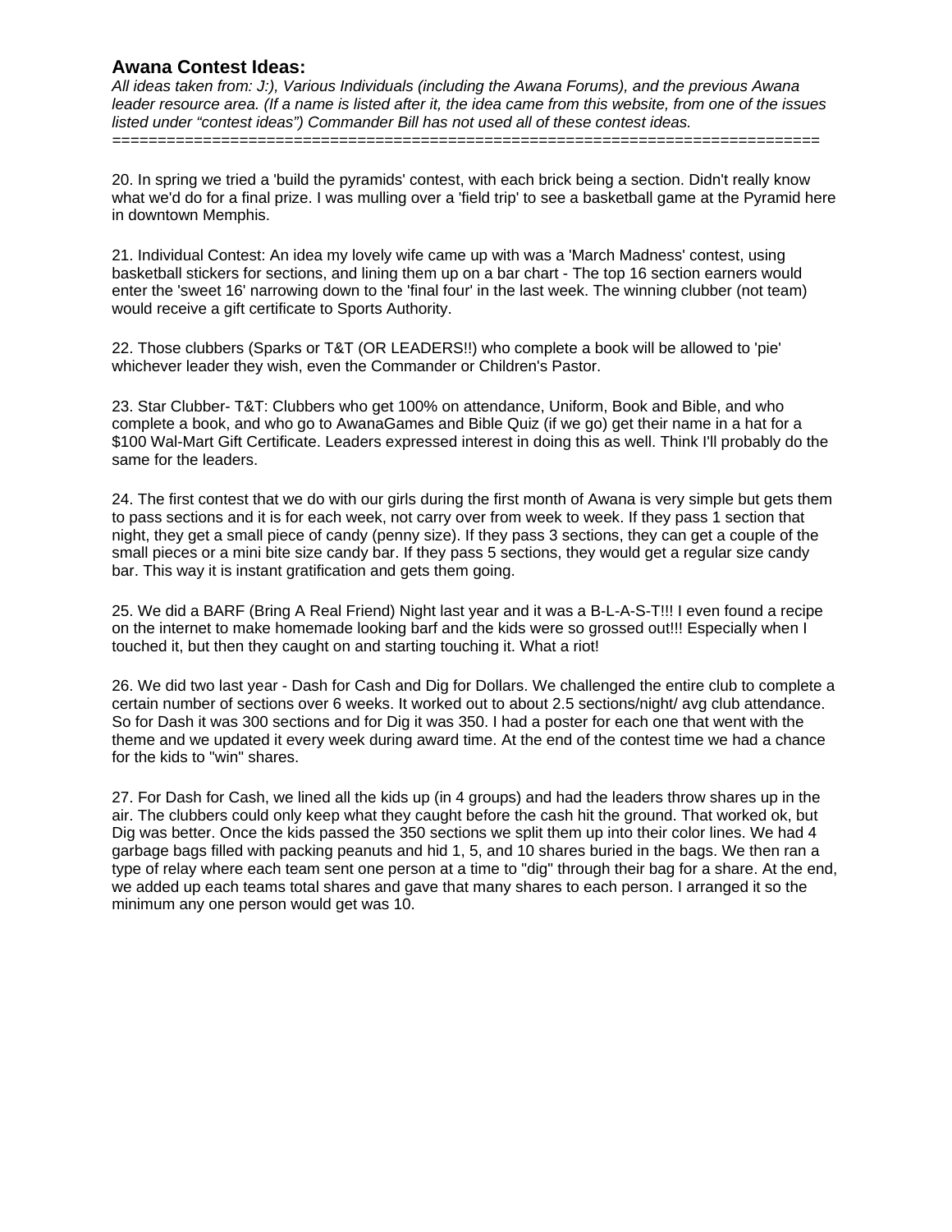### Awana Contest Ideas:

*All ideas taken from: J:), Various Individuals (including the Awana Forums), and the previous Awana leader resource area. (If a name is listed after it, the idea came from this website, from one of the issues listed under "contest ideas") Commander Bill has not used all of these contest ideas.*

===============================================================================

20. In spring we tried a 'build the pyramids' contest, with each brick being a section. Didn't really know what we'd do for a final prize. I was mulling over a 'field trip' to see a basketball game at the Pyramid here in downtown Memphis.

21. Individual Contest: An idea my lovely wife came up with was a 'March Madness' contest, using basketball stickers for sections, and lining them up on a bar chart - The top 16 section earners would enter the 'sweet 16' narrowing down to the 'final four' in the last week. The winning clubber (not team) would receive a gift certificate to Sports Authority.

22. Those clubbers (Sparks or T&T (OR LEADERS!!) who complete a book will be allowed to 'pie' whichever leader they wish, even the Commander or Children's Pastor.

23. Star Clubber- T&T: Clubbers who get 100% on attendance, Uniform, Book and Bible, and who complete a book, and who go to AwanaGames and Bible Quiz (if we go) get their name in a hat for a $100 Wal-Mart Gift Certificate. Leaders expressed interest in doing this as well. Think I'll probably do the same for the leaders.

24. The first contest that we do with our girls during the first month of Awana is very simple but gets them to pass sections and it is for each week, not carry over from week to week. If they pass 1 section that night, they get a small piece of candy (penny size). If they pass 3 sections, they can get a couple of the small pieces or a mini bite size candy bar. If they pass 5 sections, they would get a regular size candy bar. This way it is instant gratification and gets them going.

25. We did a BARF (Bring A Real Friend) Night last year and it was a B-L-A-S-T!!! I even found a recipe on the internet to make homemade looking barf and the kids were so grossed out!!! Especially when I touched it, but then they caught on and starting touching it. What a riot!

26. We did two last year - Dash for Cash and Dig for Dollars. We challenged the entire club to complete a certain number of sections over 6 weeks. It worked out to about 2.5 sections/night/ avg club attendance. So for Dash it was 300 sections and for Dig it was 350. I had a poster for each one that went with the theme and we updated it every week during award time. At the end of the contest time we had a chance for the kids to "win" shares.

27. For Dash for Cash, we lined all the kids up (in 4 groups) and had the leaders throw shares up in the air. The clubbers could only keep what they caught before the cash hit the ground. That worked ok, but Dig was better. Once the kids passed the 350 sections we split them up into their color lines. We had 4 garbage bags filled with packing peanuts and hid 1, 5, and 10 shares buried in the bags. We then ran a type of relay where each team sent one person at a time to "dig" through their bag for a share. At the end, we added up each teams total shares and gave that many shares to each person. I arranged it so the minimum any one person would get was 10.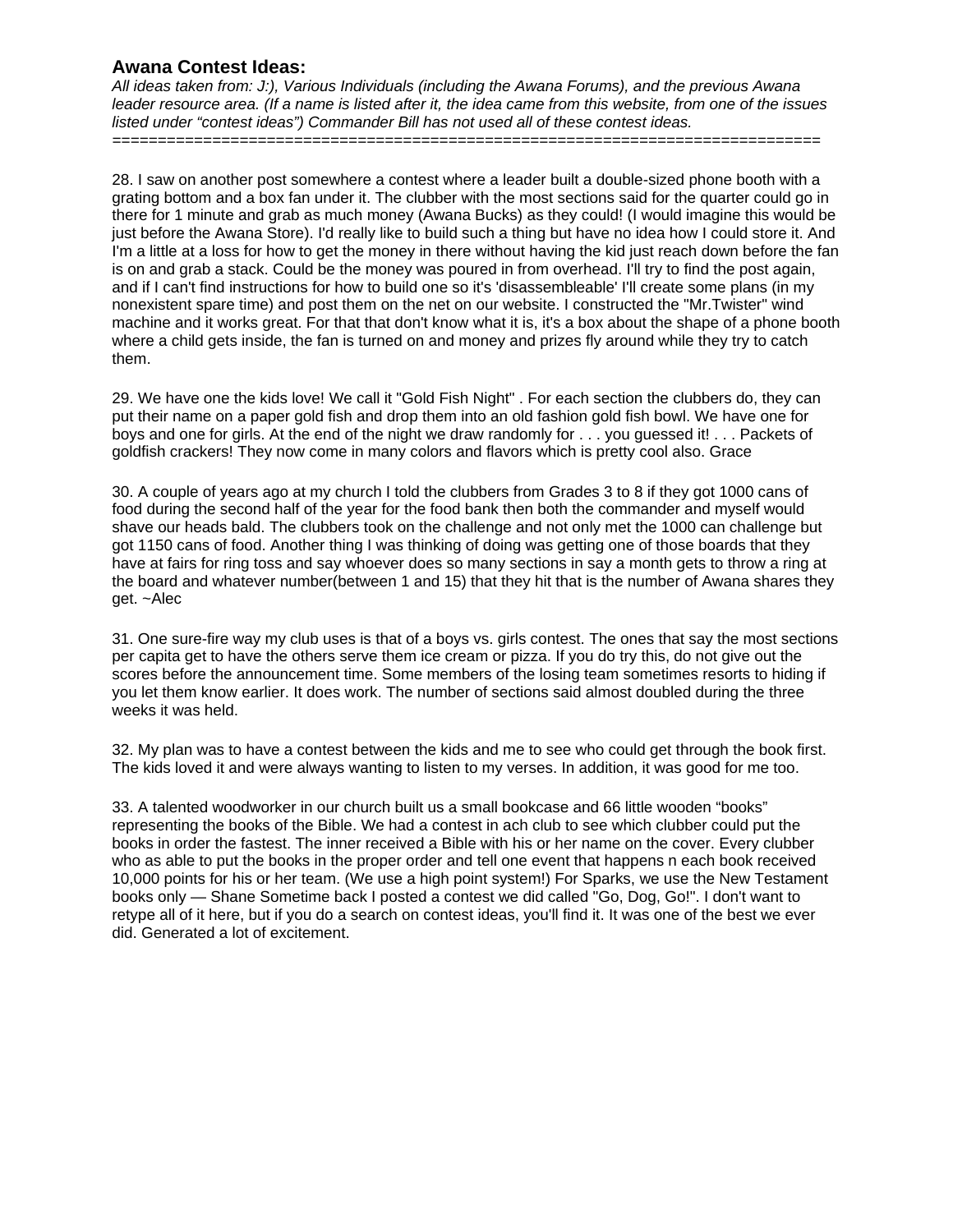**Awana Contest Ideas:**

*All ideas taken from: J:), Various Individuals (including the Awana Forums), and the previous Awana leader resource area. (If a name is listed after it, the idea came from this website, from one of the issues listed under "contest ideas") Commander Bill has not used all of these contest ideas.*

==============================================================================

28. I saw on another post somewhere a contest where a leader built a double-sized phone booth with a grating bottom and a box fan under it. The clubber with the most sections said for the quarter could go in there for 1 minute and grab as much money (Awana Bucks) as they could! (I would imagine this would be just before the Awana Store). I'd really like to build such a thing but have no idea how I could store it. And I'm a little at a loss for how to get the money in there without having the kid just reach down before the fan is on and grab a stack. Could be the money was poured in from overhead. I'll try to find the post again, and if I can't find instructions for how to build one so it's 'disassembleable' I'll create some plans (in my nonexistent spare time) and post them on the net on our website. I constructed the "Mr.Twister" wind machine and it works great. For that that don't know what it is, it's a box about the shape of a phone booth where a child gets inside, the fan is turned on and money and prizes fly around while they try to catch them.

29. We have one the kids love! We call it "Gold Fish Night" . For each section the clubbers do, they can put their name on a paper gold fish and drop them into an old fashion gold fish bowl. We have one for boys and one for girls. At the end of the night we draw randomly for . . . you guessed it! . . . Packets of goldfish crackers! They now come in many colors and flavors which is pretty cool also. Grace

30. A couple of years ago at my church I told the clubbers from Grades 3 to 8 if they got 1000 cans of food during the second half of the year for the food bank then both the commander and myself would shave our heads bald. The clubbers took on the challenge and not only met the 1000 can challenge but got 1150 cans of food. Another thing I was thinking of doing was getting one of those boards that they have at fairs for ring toss and say whoever does so many sections in say a month gets to throw a ring at the board and whatever number(between 1 and 15) that they hit that is the number of Awana shares they get. ~Alec

31. One sure-fire way my club uses is that of a boys vs. girls contest. The ones that say the most sections per capita get to have the others serve them ice cream or pizza. If you do try this, do not give out the scores before the announcement time. Some members of the losing team sometimes resorts to hiding if you let them know earlier. It does work. The number of sections said almost doubled during the three weeks it was held.

32. My plan was to have a contest between the kids and me to see who could get through the book first. The kids loved it and were always wanting to listen to my verses. In addition, it was good for me too.

33. A talented woodworker in our church built us a small bookcase and 66 little wooden "books" representing the books of the Bible. We had a contest in ach club to see which clubber could put the books in order the fastest. The inner received a Bible with his or her name on the cover. Every clubber who as able to put the books in the proper order and tell one event that happens n each book received 10,000 points for his or her team. (We use a high point system!) For Sparks, we use the New Testament books only — Shane Sometime back I posted a contest we did called "Go, Dog, Go!". I don't want to retype all of it here, but if you do a search on contest ideas, you'll find it. It was one of the best we ever did. Generated a lot of excitement.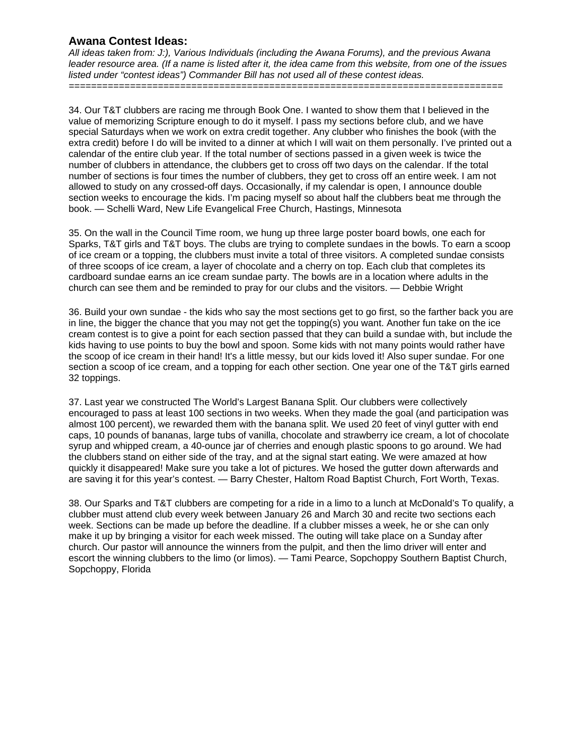### Awana Contest Ideas:

*All ideas taken from: J:), Various Individuals (including the Awana Forums), and the previous Awana leader resource area. (If a name is listed after it, the idea came from this website, from one of the issues listed under "contest ideas") Commander Bill has not used all of these contest ideas.*

===============================================================================

34. Our T&T clubbers are racing me through Book One. I wanted to show them that I believed in the value of memorizing Scripture enough to do it myself. I pass my sections before club, and we have special Saturdays when we work on extra credit together. Any clubber who finishes the book (with the extra credit) before I do will be invited to a dinner at which I will wait on them personally. I've printed out a calendar of the entire club year. If the total number of sections passed in a given week is twice the number of clubbers in attendance, the clubbers get to cross off two days on the calendar. If the total number of sections is four times the number of clubbers, they get to cross off an entire week. I am not allowed to study on any crossed-off days. Occasionally, if my calendar is open, I announce double section weeks to encourage the kids. I'm pacing myself so about half the clubbers beat me through the book. — Schelli Ward, New Life Evangelical Free Church, Hastings, Minnesota

35. On the wall in the Council Time room, we hung up three large poster board bowls, one each for Sparks, T&T girls and T&T boys. The clubs are trying to complete sundaes in the bowls. To earn a scoop of ice cream or a topping, the clubbers must invite a total of three visitors. A completed sundae consists of three scoops of ice cream, a layer of chocolate and a cherry on top. Each club that completes its cardboard sundae earns an ice cream sundae party. The bowls are in a location where adults in the church can see them and be reminded to pray for our clubs and the visitors. — Debbie Wright

36. Build your own sundae - the kids who say the most sections get to go first, so the farther back you are in line, the bigger the chance that you may not get the topping(s) you want. Another fun take on the ice cream contest is to give a point for each section passed that they can build a sundae with, but include the kids having to use points to buy the bowl and spoon. Some kids with not many points would rather have the scoop of ice cream in their hand! It's a little messy, but our kids loved it! Also super sundae. For one section a scoop of ice cream, and a topping for each other section. One year one of the T&T girls earned 32 toppings.

37. Last year we constructed The World's Largest Banana Split. Our clubbers were collectively encouraged to pass at least 100 sections in two weeks. When they made the goal (and participation was almost 100 percent), we rewarded them with the banana split. We used 20 feet of vinyl gutter with end caps, 10 pounds of bananas, large tubs of vanilla, chocolate and strawberry ice cream, a lot of chocolate syrup and whipped cream, a 40-ounce jar of cherries and enough plastic spoons to go around. We had the clubbers stand on either side of the tray, and at the signal start eating. We were amazed at how quickly it disappeared! Make sure you take a lot of pictures. We hosed the gutter down afterwards and are saving it for this year's contest. — Barry Chester, Haltom Road Baptist Church, Fort Worth, Texas.

38. Our Sparks and T&T clubbers are competing for a ride in a limo to a lunch at McDonald's To qualify, a clubber must attend club every week between January 26 and March 30 and recite two sections each week. Sections can be made up before the deadline. If a clubber misses a week, he or she can only make it up by bringing a visitor for each week missed. The outing will take place on a Sunday after church. Our pastor will announce the winners from the pulpit, and then the limo driver will enter and escort the winning clubbers to the limo (or limos). — Tami Pearce, Sopchoppy Southern Baptist Church, Sopchoppy, Florida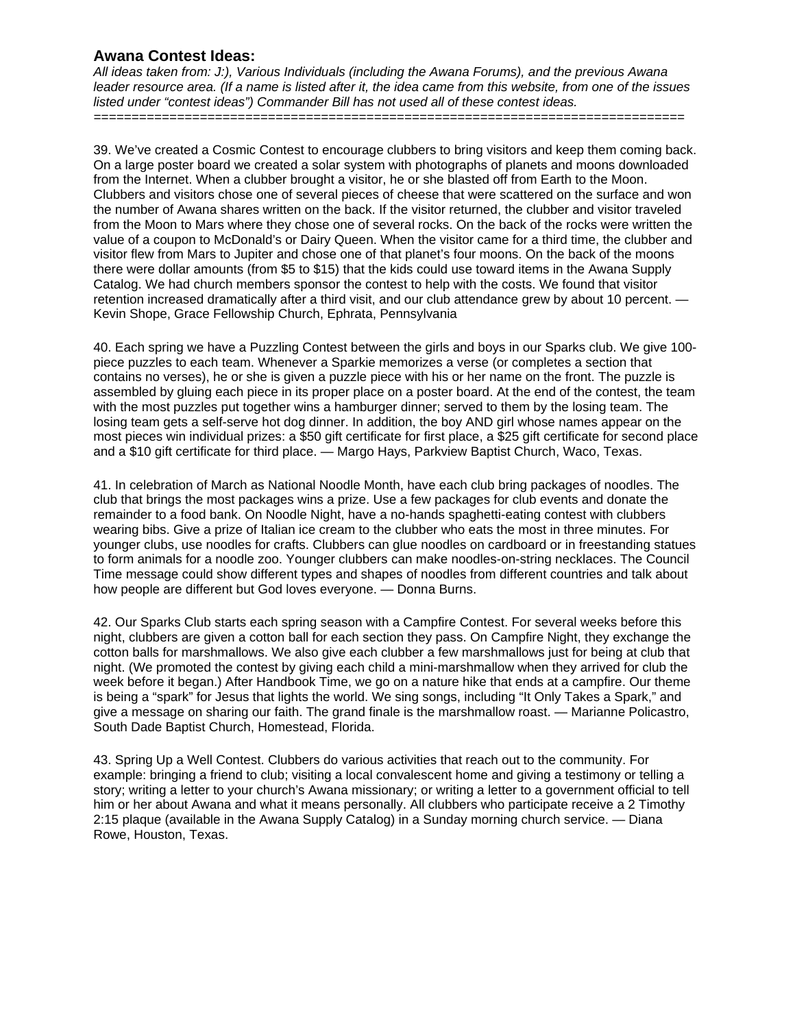### Awana Contest Ideas:

*All ideas taken from: J:), Various Individuals (including the Awana Forums), and the previous Awana leader resource area. (If a name is listed after it, the idea came from this website, from one of the issues listed under "contest ideas") Commander Bill has not used all of these contest ideas.*

==============================================================================

39. We've created a Cosmic Contest to encourage clubbers to bring visitors and keep them coming back. On a large poster board we created a solar system with photographs of planets and moons downloaded from the Internet. When a clubber brought a visitor, he or she blasted off from Earth to the Moon. Clubbers and visitors chose one of several pieces of cheese that were scattered on the surface and won the number of Awana shares written on the back. If the visitor returned, the clubber and visitor traveled from the Moon to Mars where they chose one of several rocks. On the back of the rocks were written the value of a coupon to McDonald's or Dairy Queen. When the visitor came for a third time, the clubber and visitor flew from Mars to Jupiter and chose one of that planet's four moons. On the back of the moons there were dollar amounts (from $5 to $15) that the kids could use toward items in the Awana Supply Catalog. We had church members sponsor the contest to help with the costs. We found that visitor retention increased dramatically after a third visit, and our club attendance grew by about 10 percent. — Kevin Shope, Grace Fellowship Church, Ephrata, Pennsylvania

40. Each spring we have a Puzzling Contest between the girls and boys in our Sparks club. We give 100-piece puzzles to each team. Whenever a Sparkie memorizes a verse (or completes a section that contains no verses), he or she is given a puzzle piece with his or her name on the front. The puzzle is assembled by gluing each piece in its proper place on a poster board. At the end of the contest, the team with the most puzzles put together wins a hamburger dinner; served to them by the losing team. The losing team gets a self-serve hot dog dinner. In addition, the boy AND girl whose names appear on the most pieces win individual prizes: a $50 gift certificate for first place, a $25 gift certificate for second place and a $10 gift certificate for third place. — Margo Hays, Parkview Baptist Church, Waco, Texas.

41. In celebration of March as National Noodle Month, have each club bring packages of noodles. The club that brings the most packages wins a prize. Use a few packages for club events and donate the remainder to a food bank. On Noodle Night, have a no-hands spaghetti-eating contest with clubbers wearing bibs. Give a prize of Italian ice cream to the clubber who eats the most in three minutes. For younger clubs, use noodles for crafts. Clubbers can glue noodles on cardboard or in freestanding statues to form animals for a noodle zoo. Younger clubbers can make noodles-on-string necklaces. The Council Time message could show different types and shapes of noodles from different countries and talk about how people are different but God loves everyone. — Donna Burns.

42. Our Sparks Club starts each spring season with a Campfire Contest. For several weeks before this night, clubbers are given a cotton ball for each section they pass. On Campfire Night, they exchange the cotton balls for marshmallows. We also give each clubber a few marshmallows just for being at club that night. (We promoted the contest by giving each child a mini-marshmallow when they arrived for club the week before it began.) After Handbook Time, we go on a nature hike that ends at a campfire. Our theme is being a "spark" for Jesus that lights the world. We sing songs, including "It Only Takes a Spark," and give a message on sharing our faith. The grand finale is the marshmallow roast. — Marianne Policastro, South Dade Baptist Church, Homestead, Florida.

43. Spring Up a Well Contest. Clubbers do various activities that reach out to the community. For example: bringing a friend to club; visiting a local convalescent home and giving a testimony or telling a story; writing a letter to your church's Awana missionary; or writing a letter to a government official to tell him or her about Awana and what it means personally. All clubbers who participate receive a 2 Timothy 2:15 plaque (available in the Awana Supply Catalog) in a Sunday morning church service. — Diana Rowe, Houston, Texas.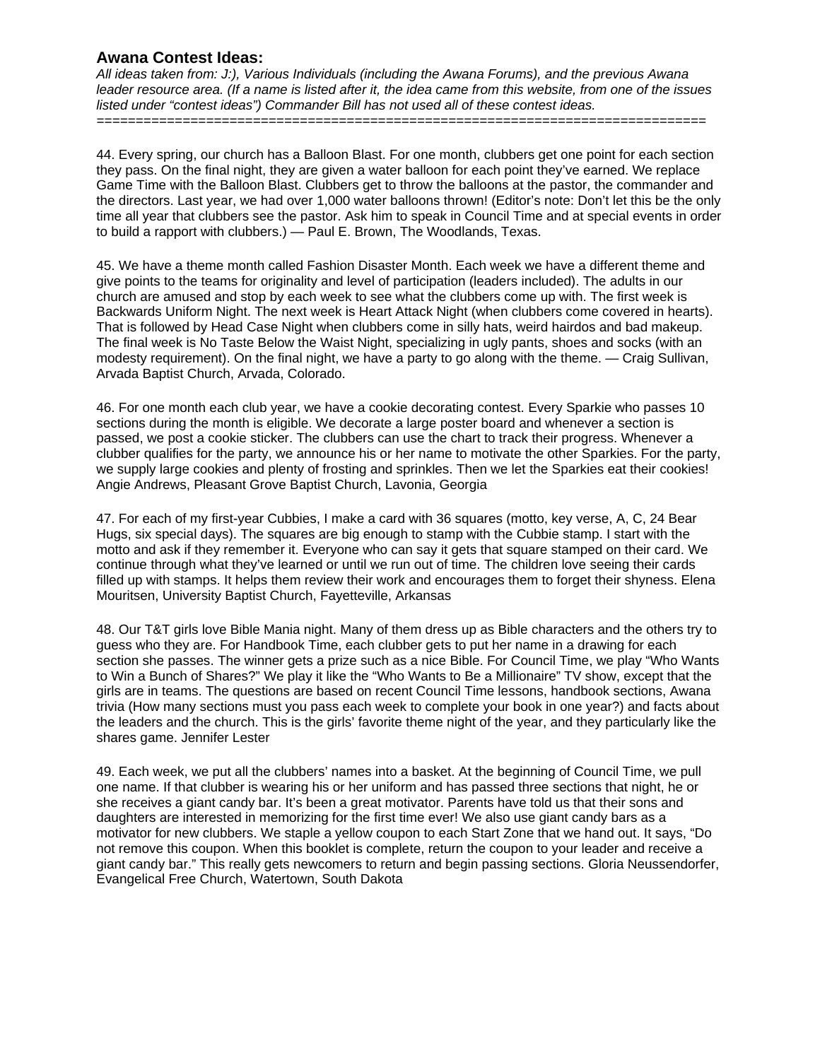### Awana Contest Ideas:

*All ideas taken from: J:), Various Individuals (including the Awana Forums), and the previous Awana leader resource area. (If a name is listed after it, the idea came from this website, from one of the issues listed under "contest ideas") Commander Bill has not used all of these contest ideas.*

==========================================================================

44. Every spring, our church has a Balloon Blast. For one month, clubbers get one point for each section they pass. On the final night, they are given a water balloon for each point they've earned. We replace Game Time with the Balloon Blast. Clubbers get to throw the balloons at the pastor, the commander and the directors. Last year, we had over 1,000 water balloons thrown! (Editor's note: Don't let this be the only time all year that clubbers see the pastor. Ask him to speak in Council Time and at special events in order to build a rapport with clubbers.) — Paul E. Brown, The Woodlands, Texas.

45. We have a theme month called Fashion Disaster Month. Each week we have a different theme and give points to the teams for originality and level of participation (leaders included). The adults in our church are amused and stop by each week to see what the clubbers come up with. The first week is Backwards Uniform Night. The next week is Heart Attack Night (when clubbers come covered in hearts). That is followed by Head Case Night when clubbers come in silly hats, weird hairdos and bad makeup. The final week is No Taste Below the Waist Night, specializing in ugly pants, shoes and socks (with an modesty requirement). On the final night, we have a party to go along with the theme. — Craig Sullivan, Arvada Baptist Church, Arvada, Colorado.

46. For one month each club year, we have a cookie decorating contest. Every Sparkie who passes 10 sections during the month is eligible. We decorate a large poster board and whenever a section is passed, we post a cookie sticker. The clubbers can use the chart to track their progress. Whenever a clubber qualifies for the party, we announce his or her name to motivate the other Sparkies. For the party, we supply large cookies and plenty of frosting and sprinkles. Then we let the Sparkies eat their cookies! Angie Andrews, Pleasant Grove Baptist Church, Lavonia, Georgia

47. For each of my first-year Cubbies, I make a card with 36 squares (motto, key verse, A, C, 24 Bear Hugs, six special days). The squares are big enough to stamp with the Cubbie stamp. I start with the motto and ask if they remember it. Everyone who can say it gets that square stamped on their card. We continue through what they've learned or until we run out of time. The children love seeing their cards filled up with stamps. It helps them review their work and encourages them to forget their shyness. Elena Mouritsen, University Baptist Church, Fayetteville, Arkansas

48. Our T&T girls love Bible Mania night. Many of them dress up as Bible characters and the others try to guess who they are. For Handbook Time, each clubber gets to put her name in a drawing for each section she passes. The winner gets a prize such as a nice Bible. For Council Time, we play "Who Wants to Win a Bunch of Shares?" We play it like the "Who Wants to Be a Millionaire" TV show, except that the girls are in teams. The questions are based on recent Council Time lessons, handbook sections, Awana trivia (How many sections must you pass each week to complete your book in one year?) and facts about the leaders and the church. This is the girls' favorite theme night of the year, and they particularly like the shares game. Jennifer Lester

49. Each week, we put all the clubbers' names into a basket. At the beginning of Council Time, we pull one name. If that clubber is wearing his or her uniform and has passed three sections that night, he or she receives a giant candy bar. It's been a great motivator. Parents have told us that their sons and daughters are interested in memorizing for the first time ever! We also use giant candy bars as a motivator for new clubbers. We staple a yellow coupon to each Start Zone that we hand out. It says, "Do not remove this coupon. When this booklet is complete, return the coupon to your leader and receive a giant candy bar." This really gets newcomers to return and begin passing sections. Gloria Neussendorfer, Evangelical Free Church, Watertown, South Dakota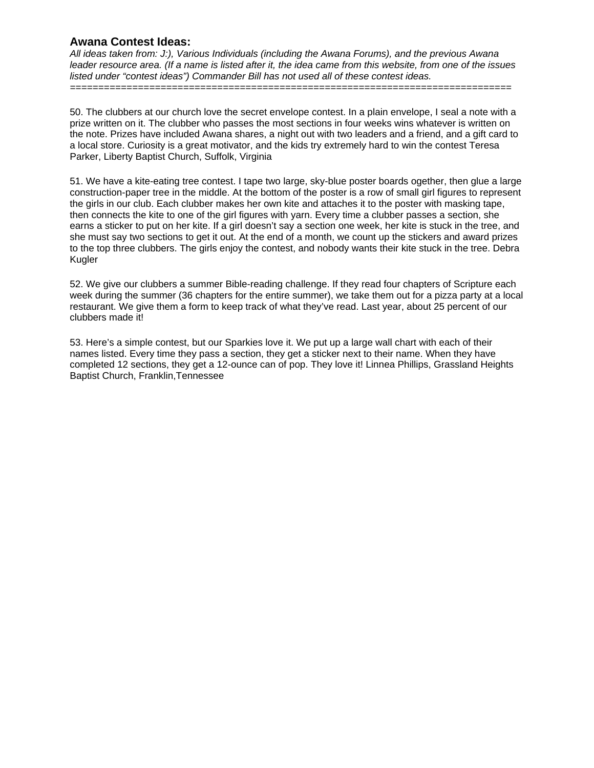### Awana Contest Ideas:

*All ideas taken from: J:), Various Individuals (including the Awana Forums), and the previous Awana leader resource area. (If a name is listed after it, the idea came from this website, from one of the issues listed under “contest ideas”) Commander Bill has not used all of these contest ideas.*

================================================================================

50. The clubbers at our church love the secret envelope contest. In a plain envelope, I seal a note with a prize written on it. The clubber who passes the most sections in four weeks wins whatever is written on the note. Prizes have included Awana shares, a night out with two leaders and a friend, and a gift card to a local store. Curiosity is a great motivator, and the kids try extremely hard to win the contest Teresa Parker, Liberty Baptist Church, Suffolk, Virginia

51. We have a kite-eating tree contest. I tape two large, sky-blue poster boards ogether, then glue a large construction-paper tree in the middle. At the bottom of the poster is a row of small girl figures to represent the girls in our club. Each clubber makes her own kite and attaches it to the poster with masking tape, then connects the kite to one of the girl figures with yarn. Every time a clubber passes a section, she earns a sticker to put on her kite. If a girl doesn’t say a section one week, her kite is stuck in the tree, and she must say two sections to get it out. At the end of a month, we count up the stickers and award prizes to the top three clubbers. The girls enjoy the contest, and nobody wants their kite stuck in the tree. Debra Kugler

52. We give our clubbers a summer Bible-reading challenge. If they read four chapters of Scripture each week during the summer (36 chapters for the entire summer), we take them out for a pizza party at a local restaurant. We give them a form to keep track of what they’ve read. Last year, about 25 percent of our clubbers made it!

53. Here’s a simple contest, but our Sparkies love it. We put up a large wall chart with each of their names listed. Every time they pass a section, they get a sticker next to their name. When they have completed 12 sections, they get a 12-ounce can of pop. They love it! Linnea Phillips, Grassland Heights Baptist Church, Franklin,Tennessee